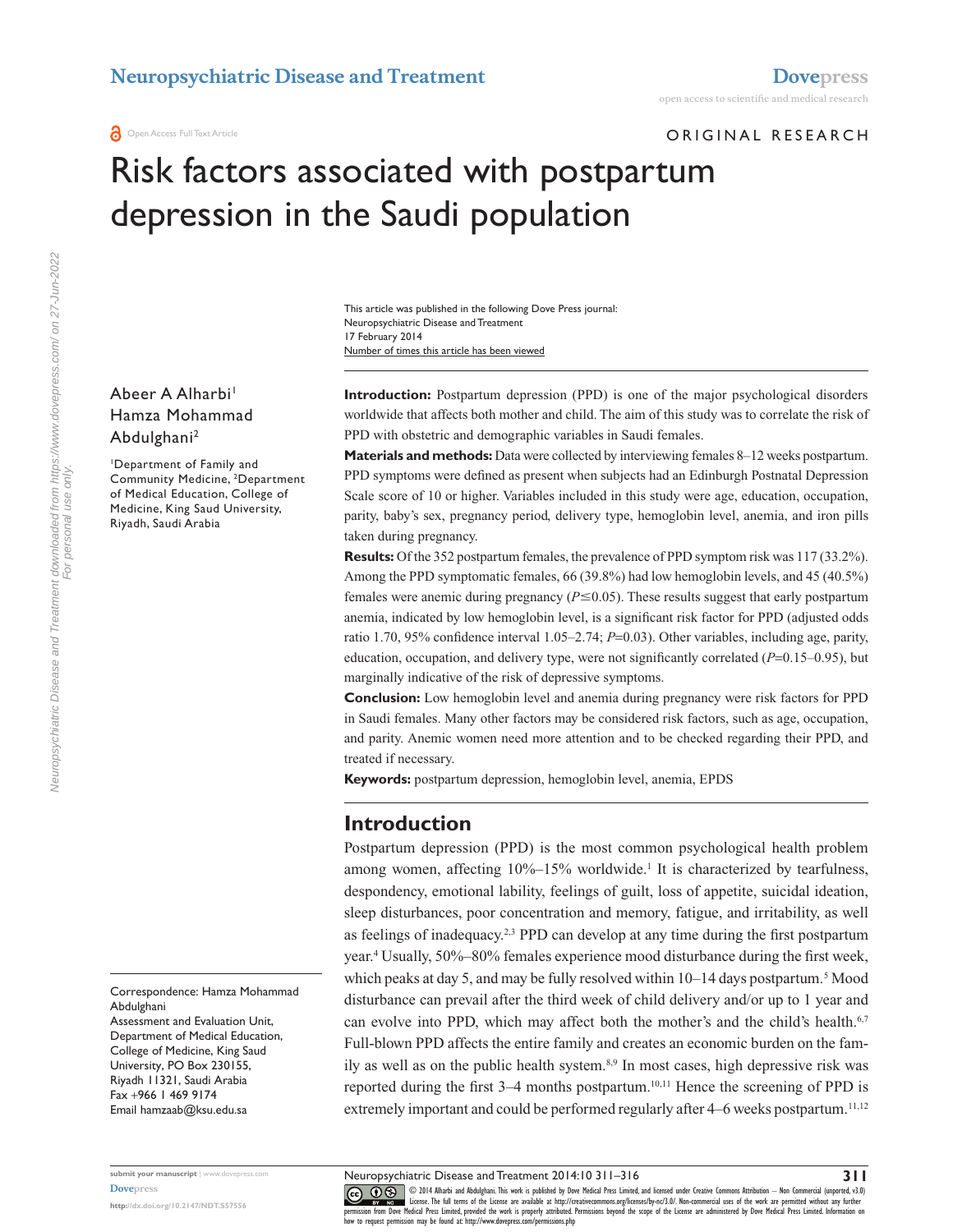ORIGINAL RESEARCH

# Risk factors associated with postpartum depression in the Saudi population

This article was published in the following Dove Press journal:
Neuropsychiatric Disease and Treatment
17 February 2014
Number of times this article has been viewed

Abeer A Alharbi[1]
Hamza Mohammad Abdulghani[2]

[1]Department of Family and Community Medicine, [2]Department of Medical Education, College of Medicine, King Saud University, Riyadh, Saudi Arabia

Correspondence: Hamza Mohammad Abdulghani
Assessment and Evaluation Unit, Department of Medical Education, College of Medicine, King Saud University, PO Box 230155, Riyadh 11321, Saudi Arabia
Fax +966 1 469 9174
Email hamzaab@ksu.edu.sa

**Introduction:** Postpartum depression (PPD) is one of the major psychological disorders worldwide that affects both mother and child. The aim of this study was to correlate the risk of PPD with obstetric and demographic variables in Saudi females.

**Materials and methods:** Data were collected by interviewing females 8–12 weeks postpartum. PPD symptoms were defined as present when subjects had an Edinburgh Postnatal Depression Scale score of 10 or higher. Variables included in this study were age, education, occupation, parity, baby's sex, pregnancy period, delivery type, hemoglobin level, anemia, and iron pills taken during pregnancy.

**Results:** Of the 352 postpartum females, the prevalence of PPD symptom risk was 117 (33.2%). Among the PPD symptomatic females, 66 (39.8%) had low hemoglobin levels, and 45 (40.5%) females were anemic during pregnancy ($P \leq 0.05$). These results suggest that early postpartum anemia, indicated by low hemoglobin level, is a significant risk factor for PPD (adjusted odds ratio 1.70, 95% confidence interval 1.05–2.74; $P=0.03$). Other variables, including age, parity, education, occupation, and delivery type, were not significantly correlated ($P=0.15$–$0.95$), but marginally indicative of the risk of depressive symptoms.

**Conclusion:** Low hemoglobin level and anemia during pregnancy were risk factors for PPD in Saudi females. Many other factors may be considered risk factors, such as age, occupation, and parity. Anemic women need more attention and to be checked regarding their PPD, and treated if necessary.

**Keywords:** postpartum depression, hemoglobin level, anemia, EPDS

## Introduction

Postpartum depression (PPD) is the most common psychological health problem among women, affecting 10%–15% worldwide.[1] It is characterized by tearfulness, despondency, emotional lability, feelings of guilt, loss of appetite, suicidal ideation, sleep disturbances, poor concentration and memory, fatigue, and irritability, as well as feelings of inadequacy.[2,3] PPD can develop at any time during the first postpartum year.[4] Usually, 50%–80% females experience mood disturbance during the first week, which peaks at day 5, and may be fully resolved within 10–14 days postpartum.[5] Mood disturbance can prevail after the third week of child delivery and/or up to 1 year and can evolve into PPD, which may affect both the mother's and the child's health.[6,7] Full-blown PPD affects the entire family and creates an economic burden on the family as well as on the public health system.[8,9] In most cases, high depressive risk was reported during the first 3–4 months postpartum.[10,11] Hence the screening of PPD is extremely important and could be performed regularly after 4–6 weeks postpartum.[11,12]

© 2014 Alharbi and Abdulghani. This work is published by Dove Medical Press Limited, and licensed under Creative Commons Attribution – Non Commercial (unported, v3.0) License. The full terms of the License are available at http://creativecommons.org/licenses/by-nc/3.0/. Non-commercial uses of the work are permitted without any further permission from Dove Medical Press Limited, provided the work is properly attributed. Permissions beyond the scope of the License are administered by Dove Medical Press Limited. Information on how to request permission may be found at: http://www.dovepress.com/permissions.php

http://dx.doi.org/10.2147/NDT.S57556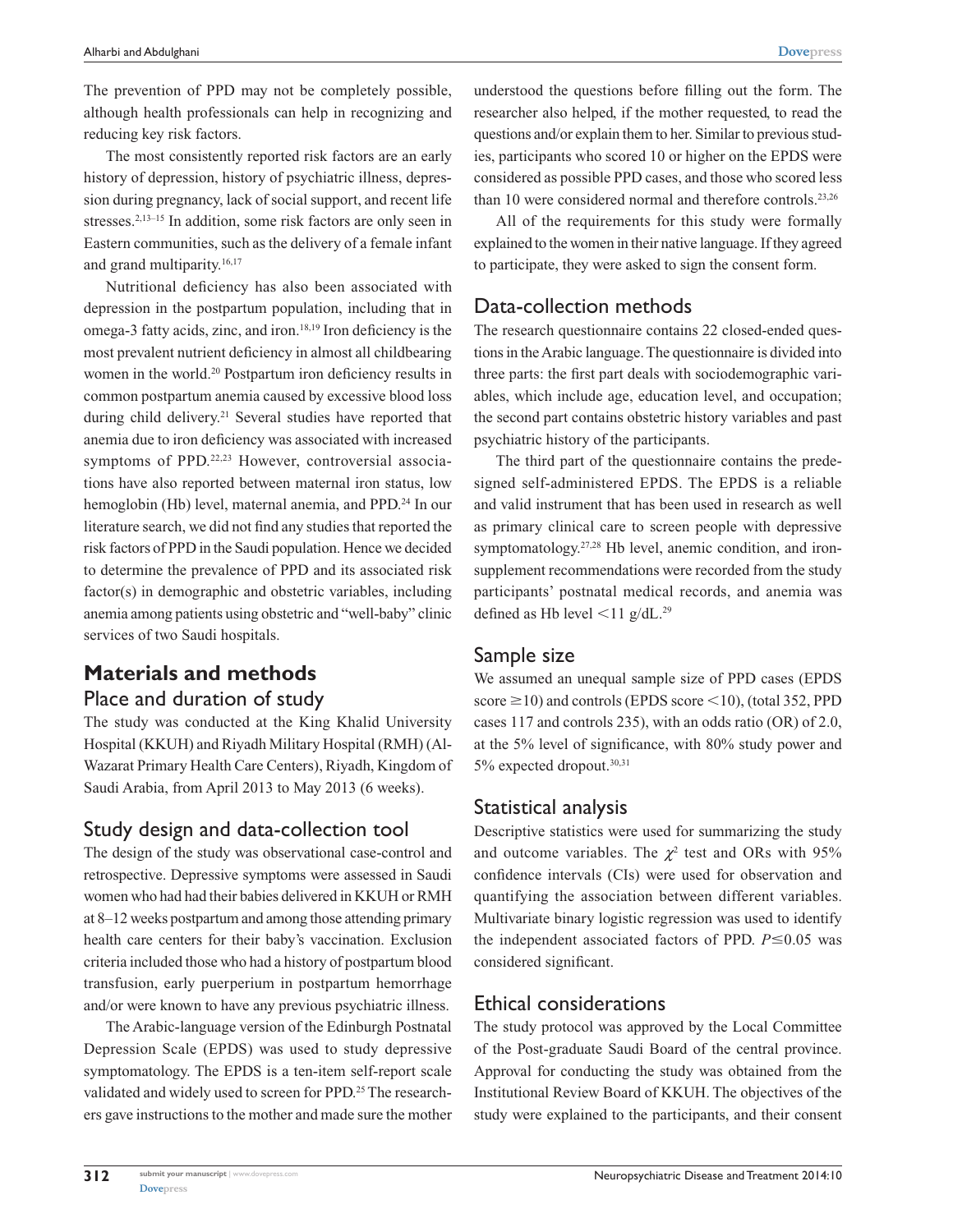The prevention of PPD may not be completely possible, although health professionals can help in recognizing and reducing key risk factors.

The most consistently reported risk factors are an early history of depression, history of psychiatric illness, depression during pregnancy, lack of social support, and recent life stresses.[2,13–15] In addition, some risk factors are only seen in Eastern communities, such as the delivery of a female infant and grand multiparity.[16,17]

Nutritional deficiency has also been associated with depression in the postpartum population, including that in omega-3 fatty acids, zinc, and iron.[18,19] Iron deficiency is the most prevalent nutrient deficiency in almost all childbearing women in the world.[20] Postpartum iron deficiency results in common postpartum anemia caused by excessive blood loss during child delivery.[21] Several studies have reported that anemia due to iron deficiency was associated with increased symptoms of PPD.[22,23] However, controversial associations have also reported between maternal iron status, low hemoglobin (Hb) level, maternal anemia, and PPD.[24] In our literature search, we did not find any studies that reported the risk factors of PPD in the Saudi population. Hence we decided to determine the prevalence of PPD and its associated risk factor(s) in demographic and obstetric variables, including anemia among patients using obstetric and "well-baby" clinic services of two Saudi hospitals.

## Materials and methods

### Place and duration of study

The study was conducted at the King Khalid University Hospital (KKUH) and Riyadh Military Hospital (RMH) (Al-Wazarat Primary Health Care Centers), Riyadh, Kingdom of Saudi Arabia, from April 2013 to May 2013 (6 weeks).

### Study design and data-collection tool

The design of the study was observational case-control and retrospective. Depressive symptoms were assessed in Saudi women who had had their babies delivered in KKUH or RMH at 8–12 weeks postpartum and among those attending primary health care centers for their baby's vaccination. Exclusion criteria included those who had a history of postpartum blood transfusion, early puerperium in postpartum hemorrhage and/or were known to have any previous psychiatric illness.

The Arabic-language version of the Edinburgh Postnatal Depression Scale (EPDS) was used to study depressive symptomatology. The EPDS is a ten-item self-report scale validated and widely used to screen for PPD.[25] The researchers gave instructions to the mother and made sure the mother understood the questions before filling out the form. The researcher also helped, if the mother requested, to read the questions and/or explain them to her. Similar to previous studies, participants who scored 10 or higher on the EPDS were considered as possible PPD cases, and those who scored less than 10 were considered normal and therefore controls.[23,26]

All of the requirements for this study were formally explained to the women in their native language. If they agreed to participate, they were asked to sign the consent form.

### Data-collection methods

The research questionnaire contains 22 closed-ended questions in the Arabic language. The questionnaire is divided into three parts: the first part deals with sociodemographic variables, which include age, education level, and occupation; the second part contains obstetric history variables and past psychiatric history of the participants.

The third part of the questionnaire contains the predesigned self-administered EPDS. The EPDS is a reliable and valid instrument that has been used in research as well as primary clinical care to screen people with depressive symptomatology.[27,28] Hb level, anemic condition, and iron-supplement recommendations were recorded from the study participants' postnatal medical records, and anemia was defined as Hb level $<11$ g/dL.[29]

### Sample size

We assumed an unequal sample size of PPD cases (EPDS score $\geq 10$) and controls (EPDS score $<10$), (total 352, PPD cases 117 and controls 235), with an odds ratio (OR) of 2.0, at the 5% level of significance, with 80% study power and 5% expected dropout.[30,31]

### Statistical analysis

Descriptive statistics were used for summarizing the study and outcome variables. The $\chi^2$ test and ORs with 95% confidence intervals (CIs) were used for observation and quantifying the association between different variables. Multivariate binary logistic regression was used to identify the independent associated factors of PPD. $P \leq 0.05$ was considered significant.

### Ethical considerations

The study protocol was approved by the Local Committee of the Post-graduate Saudi Board of the central province. Approval for conducting the study was obtained from the Institutional Review Board of KKUH. The objectives of the study were explained to the participants, and their consent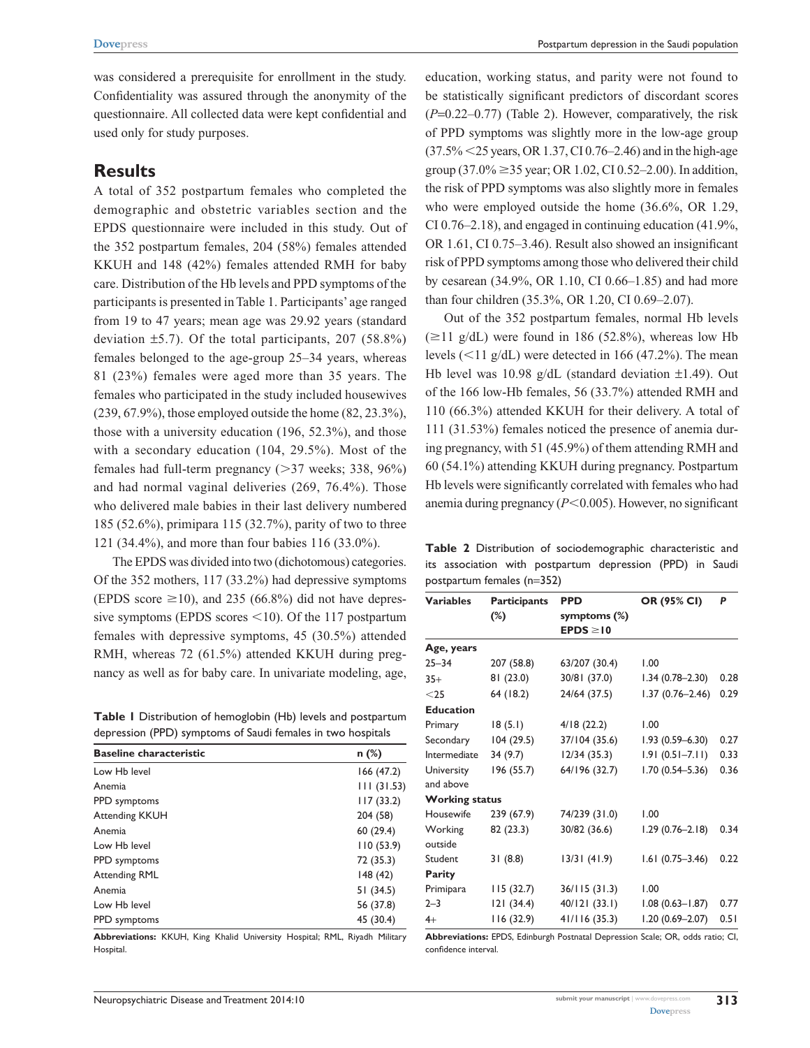was considered a prerequisite for enrollment in the study. Confidentiality was assured through the anonymity of the questionnaire. All collected data were kept confidential and used only for study purposes.

## Results

A total of 352 postpartum females who completed the demographic and obstetric variables section and the EPDS questionnaire were included in this study. Out of the 352 postpartum females, 204 (58%) females attended KKUH and 148 (42%) females attended RMH for baby care. Distribution of the Hb levels and PPD symptoms of the participants is presented in Table 1. Participants' age ranged from 19 to 47 years; mean age was 29.92 years (standard deviation ±5.7). Of the total participants, 207 (58.8%) females belonged to the age-group 25–34 years, whereas 81 (23%) females were aged more than 35 years. The females who participated in the study included housewives (239, 67.9%), those employed outside the home (82, 23.3%), those with a university education (196, 52.3%), and those with a secondary education (104, 29.5%). Most of the females had full-term pregnancy (>37 weeks; 338, 96%) and had normal vaginal deliveries (269, 76.4%). Those who delivered male babies in their last delivery numbered 185 (52.6%), primipara 115 (32.7%), parity of two to three 121 (34.4%), and more than four babies 116 (33.0%).

The EPDS was divided into two (dichotomous) categories. Of the 352 mothers, 117 (33.2%) had depressive symptoms (EPDS score ≥10), and 235 (66.8%) did not have depressive symptoms (EPDS scores <10). Of the 117 postpartum females with depressive symptoms, 45 (30.5%) attended RMH, whereas 72 (61.5%) attended KKUH during pregnancy as well as for baby care. In univariate modeling, age, education, working status, and parity were not found to be statistically significant predictors of discordant scores ($P$=0.22–0.77) (Table 2). However, comparatively, the risk of PPD symptoms was slightly more in the low-age group (37.5% <25 years, OR 1.37, CI 0.76–2.46) and in the high-age group (37.0% ≥35 year; OR 1.02, CI 0.52–2.00). In addition, the risk of PPD symptoms was also slightly more in females who were employed outside the home (36.6%, OR 1.29, CI 0.76–2.18), and engaged in continuing education (41.9%, OR 1.61, CI 0.75–3.46). Result also showed an insignificant risk of PPD symptoms among those who delivered their child by cesarean (34.9%, OR 1.10, CI 0.66–1.85) and had more than four children (35.3%, OR 1.20, CI 0.69–2.07).

Out of the 352 postpartum females, normal Hb levels (≥11 g/dL) were found in 186 (52.8%), whereas low Hb levels (<11 g/dL) were detected in 166 (47.2%). The mean Hb level was 10.98 g/dL (standard deviation ±1.49). Out of the 166 low-Hb females, 56 (33.7%) attended RMH and 110 (66.3%) attended KKUH for their delivery. A total of 111 (31.53%) females noticed the presence of anemia during pregnancy, with 51 (45.9%) of them attending RMH and 60 (54.1%) attending KKUH during pregnancy. Postpartum Hb levels were significantly correlated with females who had anemia during pregnancy ($P$<0.005). However, no significant

**Table 1** Distribution of hemoglobin (Hb) levels and postpartum depression (PPD) symptoms of Saudi females in two hospitals

| Baseline characteristic | n (%) |
|---|---|
| Low Hb level | 166 (47.2) |
| Anemia | 111 (31.53) |
| PPD symptoms | 117 (33.2) |
| Attending KKUH | 204 (58) |
| Anemia | 60 (29.4) |
| Low Hb level | 110 (53.9) |
| PPD symptoms | 72 (35.3) |
| Attending RML | 148 (42) |
| Anemia | 51 (34.5) |
| Low Hb level | 56 (37.8) |
| PPD symptoms | 45 (30.4) |

**Abbreviations:** KKUH, King Khalid University Hospital; RML, Riyadh Military Hospital.

**Table 2** Distribution of sociodemographic characteristic and its association with postpartum depression (PPD) in Saudi postpartum females (n=352)

| Variables | Participants (%) | PPD symptoms (%) EPDS ≥10 | OR (95% CI) | P |
|---|---|---|---|---|
| **Age, years** | | | | |
| 25–34 | 207 (58.8) | 63/207 (30.4) | 1.00 | |
| 35+ | 81 (23.0) | 30/81 (37.0) | 1.34 (0.78–2.30) | 0.28 |
| <25 | 64 (18.2) | 24/64 (37.5) | 1.37 (0.76–2.46) | 0.29 |
| **Education** | | | | |
| Primary | 18 (5.1) | 4/18 (22.2) | 1.00 | |
| Secondary | 104 (29.5) | 37/104 (35.6) | 1.93 (0.59–6.30) | 0.27 |
| Intermediate | 34 (9.7) | 12/34 (35.3) | 1.91 (0.51–7.11) | 0.33 |
| University and above | 196 (55.7) | 64/196 (32.7) | 1.70 (0.54–5.36) | 0.36 |
| **Working status** | | | | |
| Housewife | 239 (67.9) | 74/239 (31.0) | 1.00 | |
| Working outside | 82 (23.3) | 30/82 (36.6) | 1.29 (0.76–2.18) | 0.34 |
| Student | 31 (8.8) | 13/31 (41.9) | 1.61 (0.75–3.46) | 0.22 |
| **Parity** | | | | |
| Primipara | 115 (32.7) | 36/115 (31.3) | 1.00 | |
| 2–3 | 121 (34.4) | 40/121 (33.1) | 1.08 (0.63–1.87) | 0.77 |
| 4+ | 116 (32.9) | 41/116 (35.3) | 1.20 (0.69–2.07) | 0.51 |

**Abbreviations:** EPDS, Edinburgh Postnatal Depression Scale; OR, odds ratio; CI, confidence interval.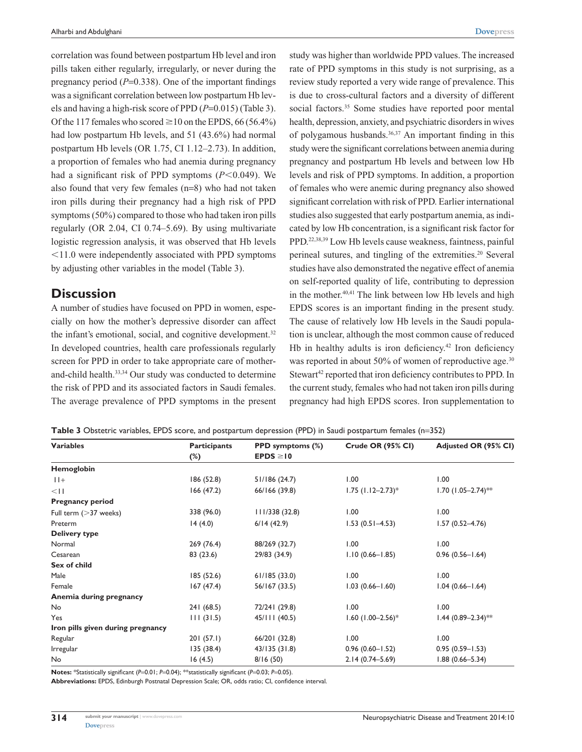correlation was found between postpartum Hb level and iron pills taken either regularly, irregularly, or never during the pregnancy period (*P*=0.338). One of the important findings was a significant correlation between low postpartum Hb levels and having a high-risk score of PPD (*P*=0.015) (Table 3). Of the 117 females who scored ≥10 on the EPDS, 66 (56.4%) had low postpartum Hb levels, and 51 (43.6%) had normal postpartum Hb levels (OR 1.75, CI 1.12–2.73). In addition, a proportion of females who had anemia during pregnancy had a significant risk of PPD symptoms (*P*<0.049). We also found that very few females (n=8) who had not taken iron pills during their pregnancy had a high risk of PPD symptoms (50%) compared to those who had taken iron pills regularly (OR 2.04, CI 0.74–5.69). By using multivariate logistic regression analysis, it was observed that Hb levels <11.0 were independently associated with PPD symptoms by adjusting other variables in the model (Table 3).

## Discussion

A number of studies have focused on PPD in women, especially on how the mother's depressive disorder can affect the infant's emotional, social, and cognitive development.[32] In developed countries, health care professionals regularly screen for PPD in order to take appropriate care of mother-and-child health.[33,34] Our study was conducted to determine the risk of PPD and its associated factors in Saudi females. The average prevalence of PPD symptoms in the present study was higher than worldwide PPD values. The increased rate of PPD symptoms in this study is not surprising, as a review study reported a very wide range of prevalence. This is due to cross-cultural factors and a diversity of different social factors.[35] Some studies have reported poor mental health, depression, anxiety, and psychiatric disorders in wives of polygamous husbands.[36,37] An important finding in this study were the significant correlations between anemia during pregnancy and postpartum Hb levels and between low Hb levels and risk of PPD symptoms. In addition, a proportion of females who were anemic during pregnancy also showed significant correlation with risk of PPD. Earlier international studies also suggested that early postpartum anemia, as indicated by low Hb concentration, is a significant risk factor for PPD.[22,38,39] Low Hb levels cause weakness, faintness, painful perineal sutures, and tingling of the extremities.[20] Several studies have also demonstrated the negative effect of anemia on self-reported quality of life, contributing to depression in the mother.[40,41] The link between low Hb levels and high EPDS scores is an important finding in the present study. The cause of relatively low Hb levels in the Saudi population is unclear, although the most common cause of reduced Hb in healthy adults is iron deficiency.[42] Iron deficiency was reported in about 50% of women of reproductive age.[30] Stewart[42] reported that iron deficiency contributes to PPD. In the current study, females who had not taken iron pills during pregnancy had high EPDS scores. Iron supplementation to

**Table 3** Obstetric variables, EPDS score, and postpartum depression (PPD) in Saudi postpartum females (n=352)

| Variables | Participants (%) | PPD symptoms (%) EPDS ≥10 | Crude OR (95% CI) | Adjusted OR (95% CI) |
|---|---|---|---|---|
| **Hemoglobin** | | | | |
| 11+ | 186 (52.8) | 51/186 (24.7) | 1.00 | 1.00 |
| <11 | 166 (47.2) | 66/166 (39.8) | 1.75 (1.12–2.73)* | 1.70 (1.05–2.74)** |
| **Pregnancy period** | | | | |
| Full term (>37 weeks) | 338 (96.0) | 111/338 (32.8) | 1.00 | 1.00 |
| Preterm | 14 (4.0) | 6/14 (42.9) | 1.53 (0.51–4.53) | 1.57 (0.52–4.76) |
| **Delivery type** | | | | |
| Normal | 269 (76.4) | 88/269 (32.7) | 1.00 | 1.00 |
| Cesarean | 83 (23.6) | 29/83 (34.9) | 1.10 (0.66–1.85) | 0.96 (0.56–1.64) |
| **Sex of child** | | | | |
| Male | 185 (52.6) | 61/185 (33.0) | 1.00 | 1.00 |
| Female | 167 (47.4) | 56/167 (33.5) | 1.03 (0.66–1.60) | 1.04 (0.66–1.64) |
| **Anemia during pregnancy** | | | | |
| No | 241 (68.5) | 72/241 (29.8) | 1.00 | 1.00 |
| Yes | 111 (31.5) | 45/111 (40.5) | 1.60 (1.00–2.56)* | 1.44 (0.89–2.34)** |
| **Iron pills given during pregnancy** | | | | |
| Regular | 201 (57.1) | 66/201 (32.8) | 1.00 | 1.00 |
| Irregular | 135 (38.4) | 43/135 (31.8) | 0.96 (0.60–1.52) | 0.95 (0.59–1.53) |
| No | 16 (4.5) | 8/16 (50) | 2.14 (0.74–5.69) | 1.88 (0.66–5.34) |

**Notes:** *Statistically significant (*P*=0.01; *P*=0.04); **statistically significant (*P*=0.03; *P*=0.05).

**Abbreviations:** EPDS, Edinburgh Postnatal Depression Scale; OR, odds ratio; CI, confidence interval.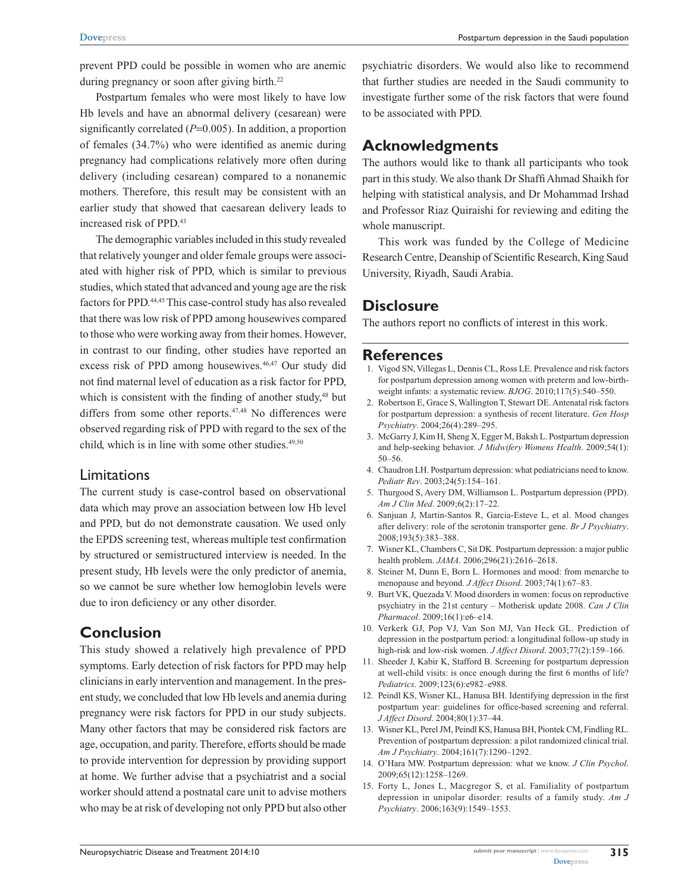prevent PPD could be possible in women who are anemic during pregnancy or soon after giving birth.[22]

Postpartum females who were most likely to have low Hb levels and have an abnormal delivery (cesarean) were significantly correlated ($P$=0.005). In addition, a proportion of females (34.7%) who were identified as anemic during pregnancy had complications relatively more often during delivery (including cesarean) compared to a nonanemic mothers. Therefore, this result may be consistent with an earlier study that showed that caesarean delivery leads to increased risk of PPD.[43]

The demographic variables included in this study revealed that relatively younger and older female groups were associated with higher risk of PPD, which is similar to previous studies, which stated that advanced and young age are the risk factors for PPD.[44,45] This case-control study has also revealed that there was low risk of PPD among housewives compared to those who were working away from their homes. However, in contrast to our finding, other studies have reported an excess risk of PPD among housewives.[46,47] Our study did not find maternal level of education as a risk factor for PPD, which is consistent with the finding of another study,[48] but differs from some other reports.[47,48] No differences were observed regarding risk of PPD with regard to the sex of the child, which is in line with some other studies.[49,50]

### Limitations

The current study is case-control based on observational data which may prove an association between low Hb level and PPD, but do not demonstrate causation. We used only the EPDS screening test, whereas multiple test confirmation by structured or semistructured interview is needed. In the present study, Hb levels were the only predictor of anemia, so we cannot be sure whether low hemoglobin levels were due to iron deficiency or any other disorder.

## Conclusion

This study showed a relatively high prevalence of PPD symptoms. Early detection of risk factors for PPD may help clinicians in early intervention and management. In the present study, we concluded that low Hb levels and anemia during pregnancy were risk factors for PPD in our study subjects. Many other factors that may be considered risk factors are age, occupation, and parity. Therefore, efforts should be made to provide intervention for depression by providing support at home. We further advise that a psychiatrist and a social worker should attend a postnatal care unit to advise mothers who may be at risk of developing not only PPD but also other psychiatric disorders. We would also like to recommend that further studies are needed in the Saudi community to investigate further some of the risk factors that were found to be associated with PPD.

## Acknowledgments

The authors would like to thank all participants who took part in this study. We also thank Dr Shaffi Ahmad Shaikh for helping with statistical analysis, and Dr Mohammad Irshad and Professor Riaz Quiraishi for reviewing and editing the whole manuscript.

This work was funded by the College of Medicine Research Centre, Deanship of Scientific Research, King Saud University, Riyadh, Saudi Arabia.

## Disclosure

The authors report no conflicts of interest in this work.

## References

1. Vigod SN, Villegas L, Dennis CL, Ross LE. Prevalence and risk factors for postpartum depression among women with preterm and low-birth-weight infants: a systematic review. *BJOG*. 2010;117(5):540–550.
2. Robertson E, Grace S, Wallington T, Stewart DE. Antenatal risk factors for postpartum depression: a synthesis of recent literature. *Gen Hosp Psychiatry*. 2004;26(4):289–295.
3. McGarry J, Kim H, Sheng X, Egger M, Baksh L. Postpartum depression and help-seeking behavior. *J Midwifery Womens Health*. 2009;54(1):50–56.
4. Chaudron LH. Postpartum depression: what pediatricians need to know. *Pediatr Rev*. 2003;24(5):154–161.
5. Thurgood S, Avery DM, Williamson L. Postpartum depression (PPD). *Am J Clin Med*. 2009;6(2):17–22.
6. Sanjuan J, Martin-Santos R, Garcia-Esteve L, et al. Mood changes after delivery: role of the serotonin transporter gene. *Br J Psychiatry*. 2008;193(5):383–388.
7. Wisner KL, Chambers C, Sit DK. Postpartum depression: a major public health problem. *JAMA*. 2006;296(21):2616–2618.
8. Steiner M, Dunn E, Born L. Hormones and mood: from menarche to menopause and beyond. *J Affect Disord*. 2003;74(1):67–83.
9. Burt VK, Quezada V. Mood disorders in women: focus on reproductive psychiatry in the 21st century – Motherisk update 2008. *Can J Clin Pharmacol*. 2009;16(1):e6–e14.
10. Verkerk GJ, Pop VJ, Van Son MJ, Van Heck GL. Prediction of depression in the postpartum period: a longitudinal follow-up study in high-risk and low-risk women. *J Affect Disord*. 2003;77(2):159–166.
11. Sheeder J, Kabir K, Stafford B. Screening for postpartum depression at well-child visits: is once enough during the first 6 months of life? *Pediatrics*. 2009;123(6):e982–e988.
12. Peindl KS, Wisner KL, Hanusa BH. Identifying depression in the first postpartum year: guidelines for office-based screening and referral. *J Affect Disord*. 2004;80(1):37–44.
13. Wisner KL, Perel JM, Peindl KS, Hanusa BH, Piontek CM, Findling RL. Prevention of postpartum depression: a pilot randomized clinical trial. *Am J Psychiatry*. 2004;161(7):1290–1292.
14. O'Hara MW. Postpartum depression: what we know. *J Clin Psychol*. 2009;65(12):1258–1269.
15. Forty L, Jones L, Macgregor S, et al. Familiality of postpartum depression in unipolar disorder: results of a family study. *Am J Psychiatry*. 2006;163(9):1549–1553.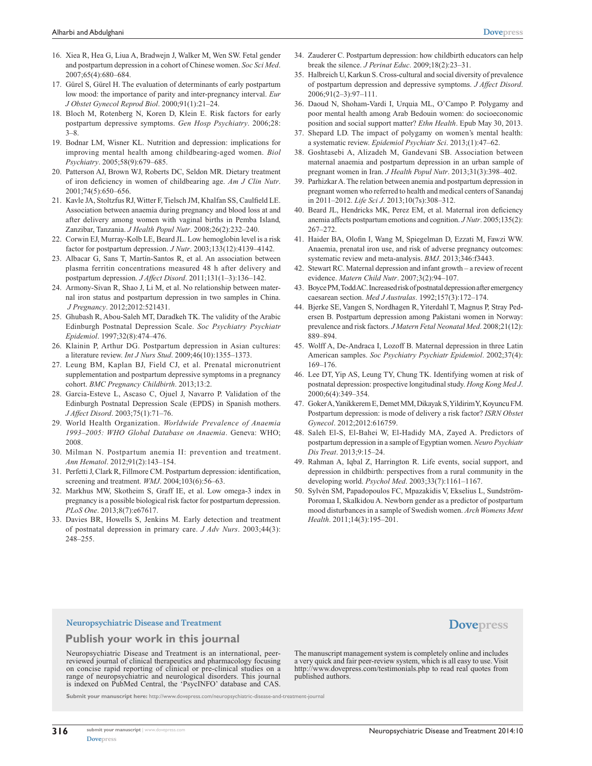16. Xiea R, Hea G, Liua A, Bradwejn J, Walker M, Wen SW. Fetal gender and postpartum depression in a cohort of Chinese women. *Soc Sci Med*. 2007;65(4):680–684.
17. Gürel S, Gürel H. The evaluation of determinants of early postpartum low mood: the importance of parity and inter-pregnancy interval. *Eur J Obstet Gynecol Reprod Biol*. 2000;91(1):21–24.
18. Bloch M, Rotenberg N, Koren D, Klein E. Risk factors for early postpartum depressive symptoms. *Gen Hosp Psychiatry*. 2006;28: 3–8.
19. Bodnar LM, Wisner KL. Nutrition and depression: implications for improving mental health among childbearing-aged women. *Biol Psychiatry*. 2005;58(9):679–685.
20. Patterson AJ, Brown WJ, Roberts DC, Seldon MR. Dietary treatment of iron deficiency in women of childbearing age. *Am J Clin Nutr*. 2001;74(5):650–656.
21. Kavle JA, Stoltzfus RJ, Witter F, Tielsch JM, Khalfan SS, Caulfield LE. Association between anaemia during pregnancy and blood loss at and after delivery among women with vaginal births in Pemba Island, Zanzibar, Tanzania. *J Health Popul Nutr*. 2008;26(2):232–240.
22. Corwin EJ, Murray-Kolb LE, Beard JL. Low hemoglobin level is a risk factor for postpartum depression. *J Nutr*. 2003;133(12):4139–4142.
23. Albacar G, Sans T, Martín-Santos R, et al. An association between plasma ferritin concentrations measured 48 h after delivery and postpartum depression. *J Affect Disord*. 2011;131(1–3):136–142.
24. Armony-Sivan R, Shao J, Li M, et al. No relationship between maternal iron status and postpartum depression in two samples in China. *J Pregnancy*. 2012;2012:521431.
25. Ghubash R, Abou-Saleh MT, Daradkeh TK. The validity of the Arabic Edinburgh Postnatal Depression Scale. *Soc Psychiatry Psychiatr Epidemiol*. 1997;32(8):474–476.
26. Klainin P, Arthur DG. Postpartum depression in Asian cultures: a literature review. *Int J Nurs Stud*. 2009;46(10):1355–1373.
27. Leung BM, Kaplan BJ, Field CJ, et al. Prenatal micronutrient supplementation and postpartum depressive symptoms in a pregnancy cohort. *BMC Pregnancy Childbirth*. 2013;13:2.
28. Garcia-Esteve L, Ascaso C, Ojuel J, Navarro P. Validation of the Edinburgh Postnatal Depression Scale (EPDS) in Spanish mothers. *J Affect Disord*. 2003;75(1):71–76.
29. World Health Organization. *Worldwide Prevalence of Anaemia 1993–2005: WHO Global Database on Anaemia*. Geneva: WHO; 2008.
30. Milman N. Postpartum anemia II: prevention and treatment. *Ann Hematol*. 2012;91(2):143–154.
31. Perfetti J, Clark R, Fillmore CM. Postpartum depression: identification, screening and treatment. *WMJ*. 2004;103(6):56–63.
32. Markhus MW, Skotheim S, Graff IE, et al. Low omega-3 index in pregnancy is a possible biological risk factor for postpartum depression. *PLoS One*. 2013;8(7):e67617.
33. Davies BR, Howells S, Jenkins M. Early detection and treatment of postnatal depression in primary care. *J Adv Nurs*. 2003;44(3): 248–255.
34. Zauderer C. Postpartum depression: how childbirth educators can help break the silence. *J Perinat Educ*. 2009;18(2):23–31.
35. Halbreich U, Karkun S. Cross-cultural and social diversity of prevalence of postpartum depression and depressive symptoms. *J Affect Disord*. 2006;91(2–3):97–111.
36. Daoud N, Shoham-Vardi I, Urquia ML, O'Campo P. Polygamy and poor mental health among Arab Bedouin women: do socioeconomic position and social support matter? *Ethn Health*. Epub May 30, 2013.
37. Shepard LD. The impact of polygamy on women's mental health: a systematic review. *Epidemiol Psychiatr Sci*. 2013;(1):47–62.
38. Goshtasebi A, Alizadeh M, Gandevani SB. Association between maternal anaemia and postpartum depression in an urban sample of pregnant women in Iran. *J Health Popul Nutr*. 2013;31(3):398–402.
39. Parhizkar A. The relation between anemia and postpartum depression in pregnant women who referred to health and medical centers of Sanandaj in 2011–2012. *Life Sci J*. 2013;10(7s):308–312.
40. Beard JL, Hendricks MK, Perez EM, et al. Maternal iron deficiency anemia affects postpartum emotions and cognition. *J Nutr*. 2005;135(2): 267–272.
41. Haider BA, Olofin I, Wang M, Spiegelman D, Ezzati M, Fawzi WW. Anaemia, prenatal iron use, and risk of adverse pregnancy outcomes: systematic review and meta-analysis. *BMJ*. 2013;346:f3443.
42. Stewart RC. Maternal depression and infant growth – a review of recent evidence. *Matern Child Nutr*. 2007;3(2):94–107.
43. Boyce PM, Todd AC. Increased risk of postnatal depression after emergency caesarean section. *Med J Australas*. 1992;157(3):172–174.
44. Bjerke SE, Vangen S, Nordhagen R, Yiterdahl T, Magnus P, Stray Pedersen B. Postpartum depression among Pakistani women in Norway: prevalence and risk factors. *J Matern Fetal Neonatal Med*. 2008;21(12): 889–894.
45. Wolff A, De-Andraca I, Lozoff B. Maternal depression in three Latin American samples. *Soc Psychiatry Psychiatr Epidemiol*. 2002;37(4): 169–176.
46. Lee DT, Yip AS, Leung TY, Chung TK. Identifying women at risk of postnatal depression: prospective longitudinal study. *Hong Kong Med J*. 2000;6(4):349–354.
47. Goker A, Yanikkerem E, Demet MM, Dikayak S, Yildirim Y, Koyuncu FM. Postpartum depression: is mode of delivery a risk factor? *ISRN Obstet Gynecol*. 2012;2012:616759.
48. Saleh El-S, El-Bahei W, El-Hadidy MA, Zayed A. Predictors of postpartum depression in a sample of Egyptian women. *Neuro Psychiatr Dis Treat*. 2013;9:15–24.
49. Rahman A, Iqbal Z, Harrington R. Life events, social support, and depression in childbirth: perspectives from a rural community in the developing world. *Psychol Med*. 2003;33(7):1161–1167.
50. Sylvén SM, Papadopoulos FC, Mpazakidis V, Ekselius L, Sundström-Poromaa I, Skalkidou A. Newborn gender as a predictor of postpartum mood disturbances in a sample of Swedish women. *Arch Womens Ment Health*. 2011;14(3):195–201.

**Neuropsychiatric Disease and Treatment**

**Dovepress**

## Publish your work in this journal

Neuropsychiatric Disease and Treatment is an international, peer-reviewed journal of clinical therapeutics and pharmacology focusing on concise rapid reporting of clinical or pre-clinical studies on a range of neuropsychiatric and neurological disorders. This journal is indexed on PubMed Central, the 'PsycINFO' database and CAS. The manuscript management system is completely online and includes a very quick and fair peer-review system, which is all easy to use. Visit http://www.dovepress.com/testimonials.php to read real quotes from published authors.

**Submit your manuscript here:** http://www.dovepress.com/neuropsychiatric-disease-and-treatment-journal